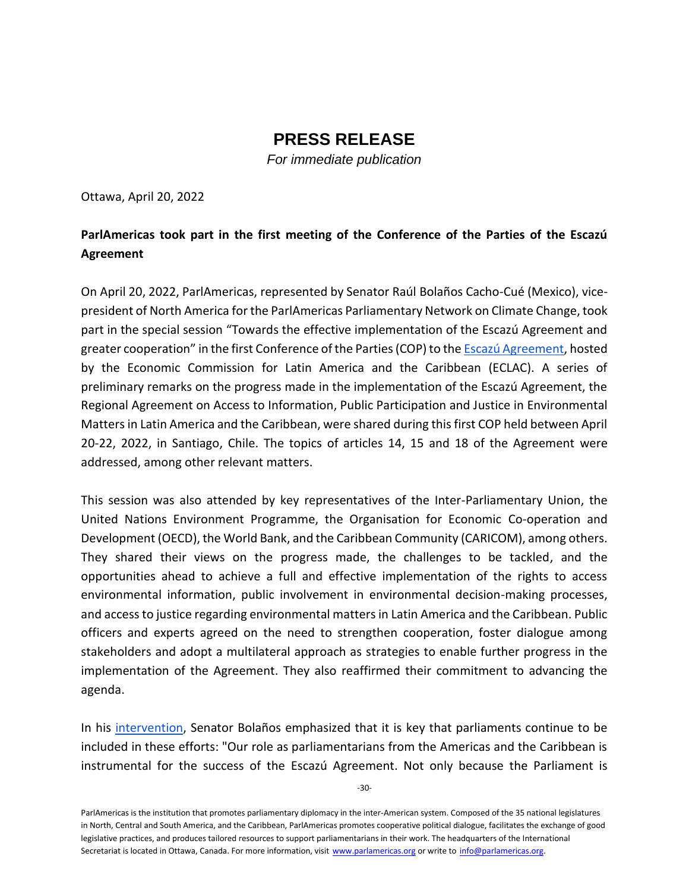# PRESS RELEASE

*For immediate publication*

Ottawa, April 20, 2022

**ParlAmericas took part in the first meeting of the Conference of the Parties of the Escazú Agreement**

On April 20, 2022, ParlAmericas, represented by Senator Raúl Bolaños Cacho-Cué (Mexico), vice-president of North America for the ParlAmericas Parliamentary Network on Climate Change, took part in the special session "Towards the effective implementation of the Escazú Agreement and greater cooperation" in the first Conference of the Parties (COP) to the Escazú Agreement, hosted by the Economic Commission for Latin America and the Caribbean (ECLAC). A series of preliminary remarks on the progress made in the implementation of the Escazú Agreement, the Regional Agreement on Access to Information, Public Participation and Justice in Environmental Matters in Latin America and the Caribbean, were shared during this first COP held between April 20-22, 2022, in Santiago, Chile. The topics of articles 14, 15 and 18 of the Agreement were addressed, among other relevant matters.

This session was also attended by key representatives of the Inter-Parliamentary Union, the United Nations Environment Programme, the Organisation for Economic Co-operation and Development (OECD), the World Bank, and the Caribbean Community (CARICOM), among others. They shared their views on the progress made, the challenges to be tackled, and the opportunities ahead to achieve a full and effective implementation of the rights to access environmental information, public involvement in environmental decision-making processes, and access to justice regarding environmental matters in Latin America and the Caribbean. Public officers and experts agreed on the need to strengthen cooperation, foster dialogue among stakeholders and adopt a multilateral approach as strategies to enable further progress in the implementation of the Agreement. They also reaffirmed their commitment to advancing the agenda.

In his intervention, Senator Bolaños emphasized that it is key that parliaments continue to be included in these efforts: "Our role as parliamentarians from the Americas and the Caribbean is instrumental for the success of the Escazú Agreement. Not only because the Parliament is

ParlAmericas is the institution that promotes parliamentary diplomacy in the inter-American system. Composed of the 35 national legislatures in North, Central and South America, and the Caribbean, ParlAmericas promotes cooperative political dialogue, facilitates the exchange of good legislative practices, and produces tailored resources to support parliamentarians in their work. The headquarters of the International Secretariat is located in Ottawa, Canada. For more information, visit www.parlamericas.org or write to info@parlamericas.org.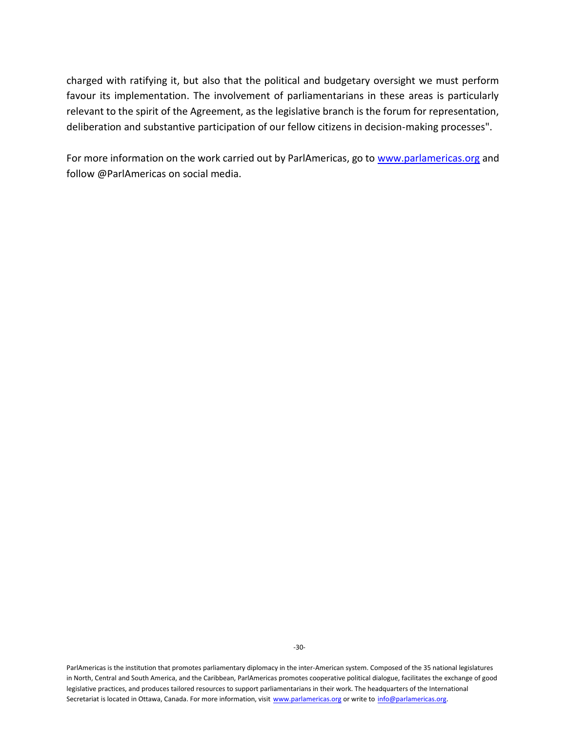charged with ratifying it, but also that the political and budgetary oversight we must perform favour its implementation. The involvement of parliamentarians in these areas is particularly relevant to the spirit of the Agreement, as the legislative branch is the forum for representation, deliberation and substantive participation of our fellow citizens in decision-making processes".

For more information on the work carried out by ParlAmericas, go to [www.parlamericas.org](http://www.parlamericas.org) and follow @ParlAmericas on social media.

-30-

ParlAmericas is the institution that promotes parliamentary diplomacy in the inter-American system. Composed of the 35 national legislatures in North, Central and South America, and the Caribbean, ParlAmericas promotes cooperative political dialogue, facilitates the exchange of good legislative practices, and produces tailored resources to support parliamentarians in their work. The headquarters of the International Secretariat is located in Ottawa, Canada. For more information, visit [www.parlamericas.org](http://www.parlamericas.org) or write to [info@parlamericas.org](mailto:info@parlamericas.org).